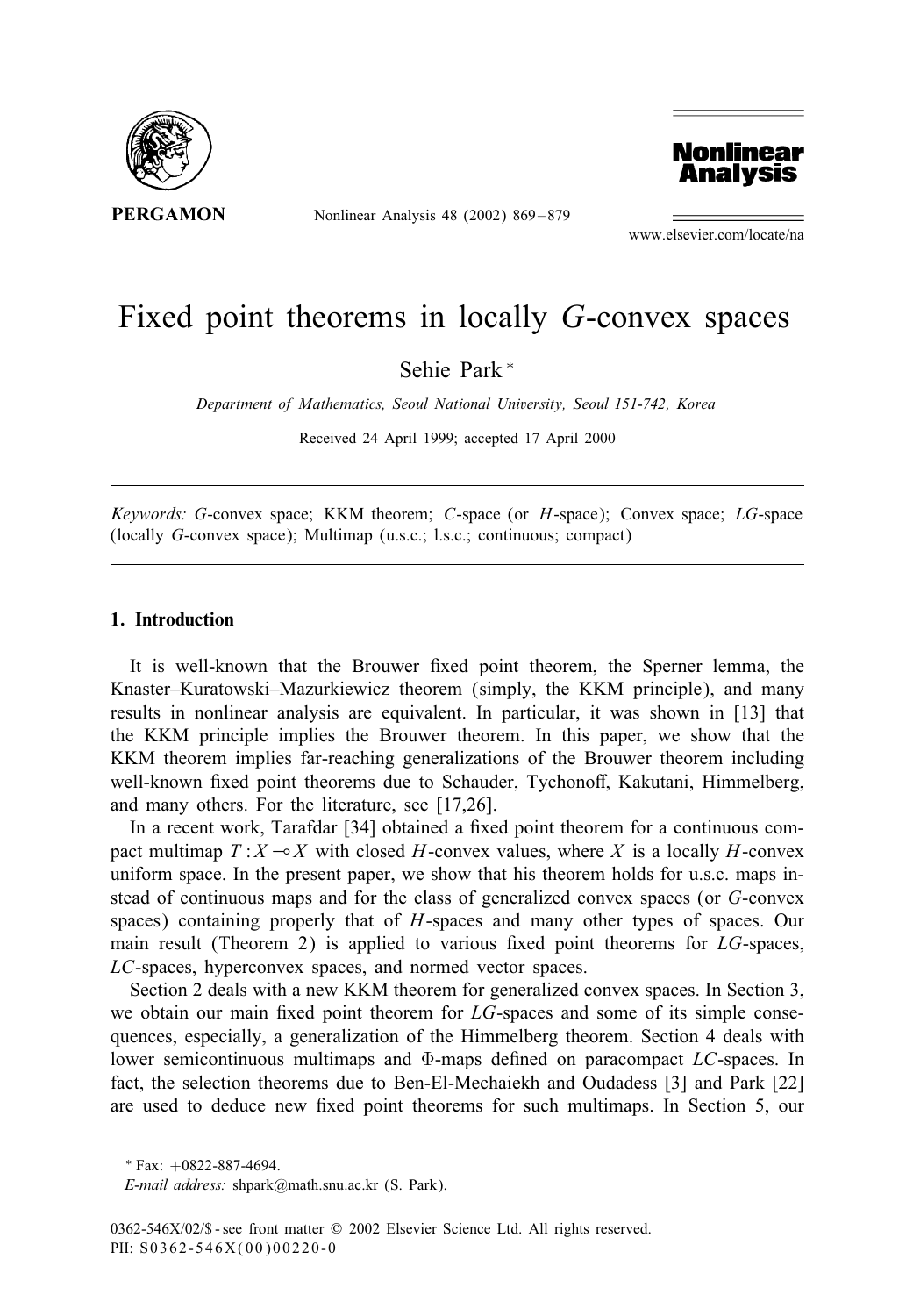# Fixed point theorems in locally $G$-convex spaces

Sehie Park *

*Department of Mathematics, Seoul National University, Seoul 151-742, Korea*

Received 24 April 1999; accepted 17 April 2000

*Keywords:* $G$-convex space; KKM theorem; $C$-space (or $H$-space); Convex space; $LG$-space (locally $G$-convex space); Multimap (u.s.c.; l.s.c.; continuous; compact)

## 1. Introduction

It is well-known that the Brouwer fixed point theorem, the Sperner lemma, the Knaster–Kuratowski–Mazurkiewicz theorem (simply, the KKM principle), and many results in nonlinear analysis are equivalent. In particular, it was shown in [13] that the KKM principle implies the Brouwer theorem. In this paper, we show that the KKM theorem implies far-reaching generalizations of the Brouwer theorem including well-known fixed point theorems due to Schauder, Tychonoff, Kakutani, Himmelberg, and many others. For the literature, see [17,26].

In a recent work, Tarafdar [34] obtained a fixed point theorem for a continuous compact multimap $T : X \multimap X$ with closed $H$-convex values, where $X$ is a locally $H$-convex uniform space. In the present paper, we show that his theorem holds for u.s.c. maps instead of continuous maps and for the class of generalized convex spaces (or $G$-convex spaces) containing properly that of $H$-spaces and many other types of spaces. Our main result (Theorem 2) is applied to various fixed point theorems for $LG$-spaces, $LC$-spaces, hyperconvex spaces, and normed vector spaces.

Section 2 deals with a new KKM theorem for generalized convex spaces. In Section 3, we obtain our main fixed point theorem for $LG$-spaces and some of its simple consequences, especially, a generalization of the Himmelberg theorem. Section 4 deals with lower semicontinuous multimaps and $\Phi$-maps defined on paracompact $LC$-spaces. In fact, the selection theorems due to Ben-El-Mechaiekh and Oudadess [3] and Park [22] are used to deduce new fixed point theorems for such multimaps. In Section 5, our

---

* Fax: +0822-887-4694.

*E-mail address:* shpark@math.snu.ac.kr (S. Park).

0362-546X/02/$ - see front matter © 2002 Elsevier Science Ltd. All rights reserved.
PII: S0362-546X(00)00220-0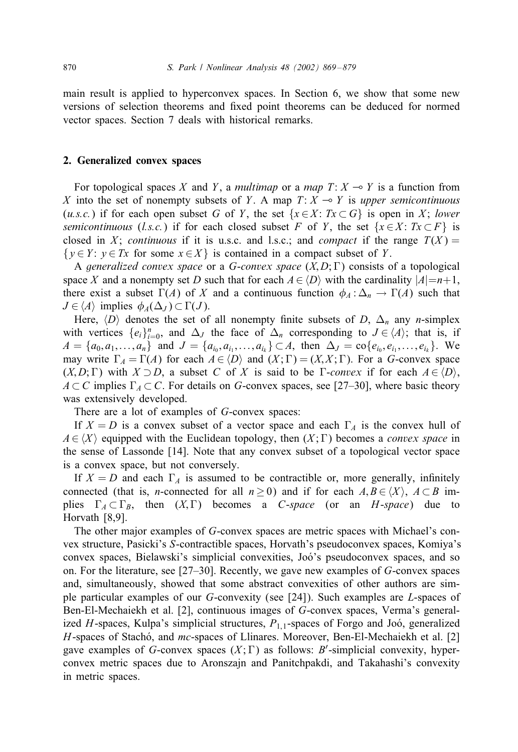main result is applied to hyperconvex spaces. In Section 6, we show that some new versions of selection theorems and fixed point theorems can be deduced for normed vector spaces. Section 7 deals with historical remarks.

## 2. Generalized convex spaces

For topological spaces $X$ and $Y$, a *multimap* or a *map* $T: X \multimap Y$ is a function from $X$ into the set of nonempty subsets of $Y$. A map $T: X \multimap Y$ is *upper semicontinuous* (*u.s.c.*) if for each open subset $G$ of $Y$, the set $\{x \in X: Tx \subset G\}$ is open in $X$; *lower semicontinuous* (*l.s.c.*) if for each closed subset $F$ of $Y$, the set $\{x \in X: Tx \subset F\}$ is closed in $X$; *continuous* if it is u.s.c. and l.s.c.; and *compact* if the range $T(X) = \{y \in Y: y \in Tx \text{ for some } x \in X\}$ is contained in a compact subset of $Y$.

A *generalized convex space* or a $G$-*convex space* $(X, D; \Gamma)$ consists of a topological space $X$ and a nonempty set $D$ such that for each $A \in \langle D \rangle$ with the cardinality $|A| = n+1$, there exist a subset $\Gamma(A)$ of $X$ and a continuous function $\phi_A : \Delta_n \to \Gamma(A)$ such that $J \in \langle A \rangle$ implies $\phi_A(\Delta_J) \subset \Gamma(J)$.

Here, $\langle D \rangle$ denotes the set of all nonempty finite subsets of $D$, $\Delta_n$ any $n$-simplex with vertices $\{e_i\}_{i=0}^n$, and $\Delta_J$ the face of $\Delta_n$ corresponding to $J \in \langle A \rangle$; that is, if $A = \{a_0, a_1, \ldots, a_n\}$ and $J = \{a_{i_0}, a_{i_1}, \ldots, a_{i_k}\} \subset A$, then $\Delta_J = \text{co}\{e_{i_0}, e_{i_1}, \ldots, e_{i_k}\}$. We may write $\Gamma_A = \Gamma(A)$ for each $A \in \langle D \rangle$ and $(X; \Gamma) = (X, X; \Gamma)$. For a $G$-convex space $(X, D; \Gamma)$ with $X \supset D$, a subset $C$ of $X$ is said to be $\Gamma$-*convex* if for each $A \in \langle D \rangle$, $A \subset C$ implies $\Gamma_A \subset C$. For details on $G$-convex spaces, see [27–30], where basic theory was extensively developed.

There are a lot of examples of $G$-convex spaces:

If $X = D$ is a convex subset of a vector space and each $\Gamma_A$ is the convex hull of $A \in \langle X \rangle$ equipped with the Euclidean topology, then $(X; \Gamma)$ becomes a *convex space* in the sense of Lassonde [14]. Note that any convex subset of a topological vector space is a convex space, but not conversely.

If $X = D$ and each $\Gamma_A$ is assumed to be contractible or, more generally, infinitely connected (that is, $n$-connected for all $n \geq 0$) and if for each $A, B \in \langle X \rangle$, $A \subset B$ implies $\Gamma_A \subset \Gamma_B$, then $(X, \Gamma)$ becomes a *C-space* (or an *H-space*) due to Horvath [8,9].

The other major examples of $G$-convex spaces are metric spaces with Michael's convex structure, Pasicki's $S$-contractible spaces, Horvath's pseudoconvex spaces, Komiya's convex spaces, Bielawski's simplicial convexities, Joó's pseudoconvex spaces, and so on. For the literature, see [27–30]. Recently, we gave new examples of $G$-convex spaces and, simultaneously, showed that some abstract convexities of other authors are simple particular examples of our $G$-convexity (see [24]). Such examples are $L$-spaces of Ben-El-Mechaiekh et al. [2], continuous images of $G$-convex spaces, Verma's generalized $H$-spaces, Kulpa's simplicial structures, $P_{1,1}$-spaces of Forgo and Joó, generalized $H$-spaces of Stachó, and *mc*-spaces of Llinares. Moreover, Ben-El-Mechaiekh et al. [2] gave examples of $G$-convex spaces $(X; \Gamma)$ as follows: $B'$-simplicial convexity, hyperconvex metric spaces due to Aronszajn and Panitchpakdi, and Takahashi's convexity in metric spaces.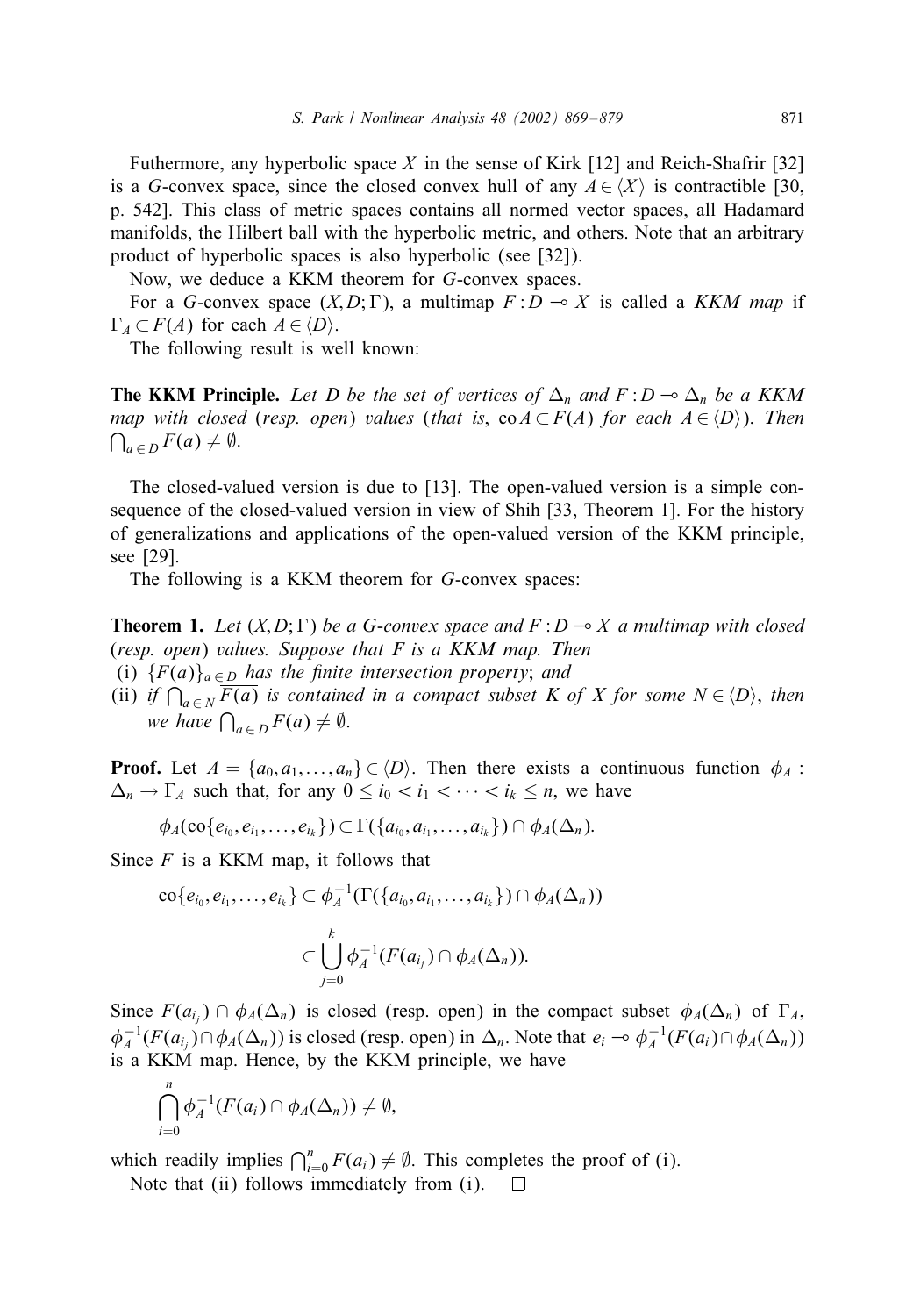Futhermore, any hyperbolic space $X$ in the sense of Kirk [12] and Reich-Shafrir [32] is a $G$-convex space, since the closed convex hull of any $A \in \langle X \rangle$ is contractible [30, p. 542]. This class of metric spaces contains all normed vector spaces, all Hadamard manifolds, the Hilbert ball with the hyperbolic metric, and others. Note that an arbitrary product of hyperbolic spaces is also hyperbolic (see [32]).

Now, we deduce a KKM theorem for $G$-convex spaces.

For a $G$-convex space $(X, D; \Gamma)$, a multimap $F : D \multimap X$ is called a *KKM map* if $\Gamma_A \subset F(A)$ for each $A \in \langle D \rangle$.

The following result is well known:

**The KKM Principle.** *Let $D$ be the set of vertices of $\Delta_n$ and $F : D \multimap \Delta_n$ be a KKM map with closed (resp. open) values (that is, $\mathrm{co}\, A \subset F(A)$ for each $A \in \langle D \rangle$). Then $\bigcap_{a \in D} F(a) \neq \emptyset$.*

The closed-valued version is due to [13]. The open-valued version is a simple consequence of the closed-valued version in view of Shih [33, Theorem 1]. For the history of generalizations and applications of the open-valued version of the KKM principle, see [29].

The following is a KKM theorem for $G$-convex spaces:

**Theorem 1.** *Let $(X, D; \Gamma)$ be a $G$-convex space and $F : D \multimap X$ a multimap with closed (resp. open) values. Suppose that $F$ is a KKM map. Then*

(i) *$\{F(a)\}_{a \in D}$ has the finite intersection property; and*

(ii) *if $\bigcap_{a \in N} \overline{F(a)}$ is contained in a compact subset $K$ of $X$ for some $N \in \langle D \rangle$, then we have $\bigcap_{a \in D} \overline{F(a)} \neq \emptyset$.*

**Proof.** Let $A = \{a_0, a_1, \ldots, a_n\} \in \langle D \rangle$. Then there exists a continuous function $\phi_A : \Delta_n \to \Gamma_A$ such that, for any $0 \le i_0 < i_1 < \cdots < i_k \le n$, we have

$$\phi_A(\mathrm{co}\{e_{i_0}, e_{i_1}, \ldots, e_{i_k}\}) \subset \Gamma(\{a_{i_0}, a_{i_1}, \ldots, a_{i_k}\}) \cap \phi_A(\Delta_n).$$

Since $F$ is a KKM map, it follows that

$$\mathrm{co}\{e_{i_0}, e_{i_1}, \ldots, e_{i_k}\} \subset \phi_A^{-1}(\Gamma(\{a_{i_0}, a_{i_1}, \ldots, a_{i_k}\}) \cap \phi_A(\Delta_n))$$

$$\subset \bigcup_{j=0}^{k} \phi_A^{-1}(F(a_{i_j}) \cap \phi_A(\Delta_n)).$$

Since $F(a_{i_j}) \cap \phi_A(\Delta_n)$ is closed (resp. open) in the compact subset $\phi_A(\Delta_n)$ of $\Gamma_A$, $\phi_A^{-1}(F(a_{i_j}) \cap \phi_A(\Delta_n))$ is closed (resp. open) in $\Delta_n$. Note that $e_i \multimap \phi_A^{-1}(F(a_i) \cap \phi_A(\Delta_n))$ is a KKM map. Hence, by the KKM principle, we have

$$\bigcap_{i=0}^{n} \phi_A^{-1}(F(a_i) \cap \phi_A(\Delta_n)) \neq \emptyset,$$

which readily implies $\bigcap_{i=0}^{n} F(a_i) \neq \emptyset$. This completes the proof of (i).

Note that (ii) follows immediately from (i). $\square$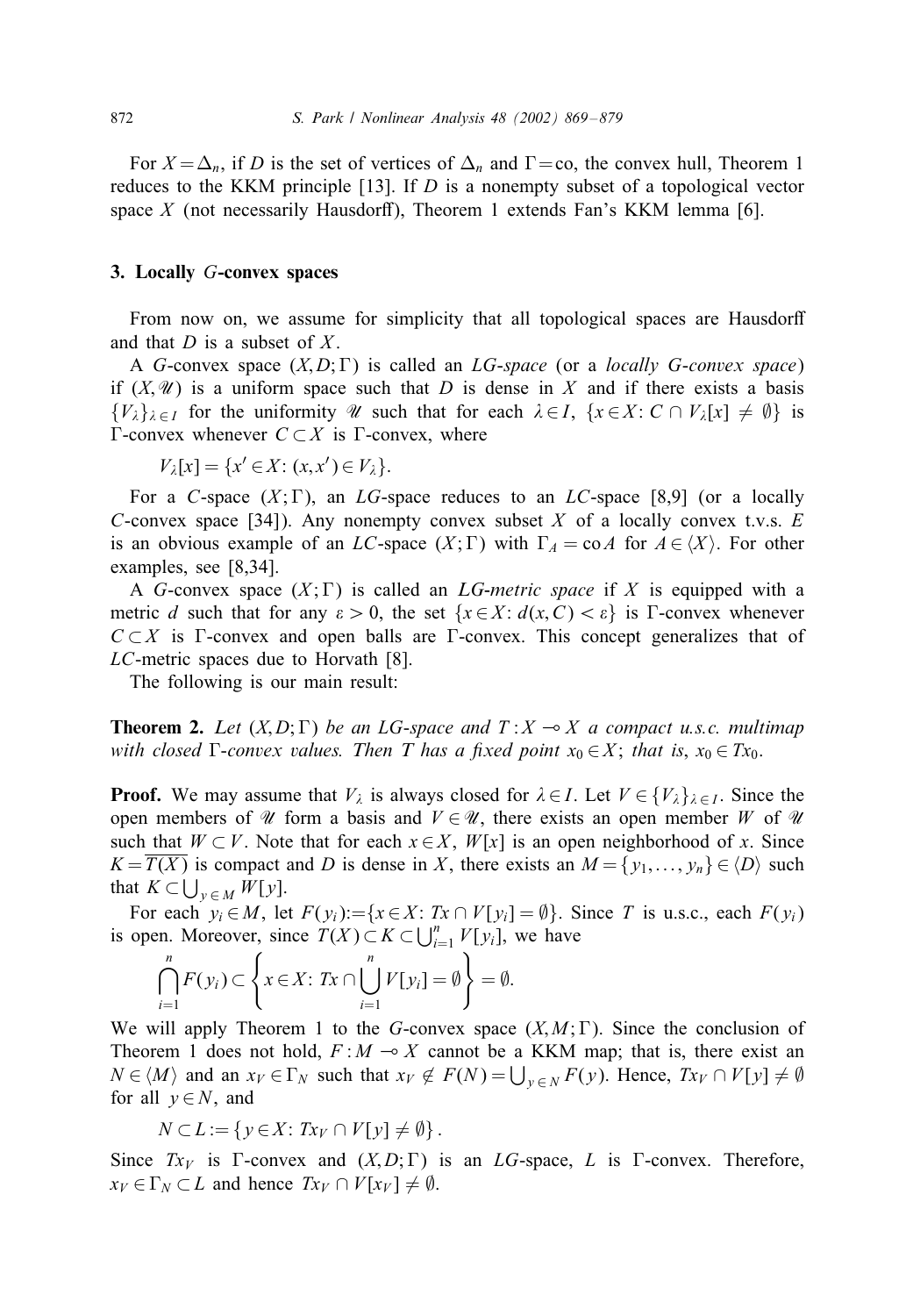For $X = \Delta_n$, if $D$ is the set of vertices of $\Delta_n$ and $\Gamma = \text{co}$, the convex hull, Theorem 1 reduces to the KKM principle [13]. If $D$ is a nonempty subset of a topological vector space $X$ (not necessarily Hausdorff), Theorem 1 extends Fan's KKM lemma [6].

## 3. Locally $G$-convex spaces

From now on, we assume for simplicity that all topological spaces are Hausdorff and that $D$ is a subset of $X$.

A $G$-convex space $(X, D; \Gamma)$ is called an *LG-space* (or a *locally G-convex space*) if $(X, \mathscr{U})$ is a uniform space such that $D$ is dense in $X$ and if there exists a basis $\{V_\lambda\}_{\lambda \in I}$ for the uniformity $\mathscr{U}$ such that for each $\lambda \in I$, $\{x \in X \colon C \cap V_\lambda[x] \neq \emptyset\}$ is $\Gamma$-convex whenever $C \subset X$ is $\Gamma$-convex, where

$$V_\lambda[x] = \{x' \in X \colon (x, x') \in V_\lambda\}.$$

For a $C$-space $(X; \Gamma)$, an $LG$-space reduces to an $LC$-space [8,9] (or a locally $C$-convex space [34]). Any nonempty convex subset $X$ of a locally convex t.v.s. $E$ is an obvious example of an $LC$-space $(X; \Gamma)$ with $\Gamma_A = \text{co}\, A$ for $A \in \langle X \rangle$. For other examples, see [8,34].

A $G$-convex space $(X; \Gamma)$ is called an *LG-metric space* if $X$ is equipped with a metric $d$ such that for any $\varepsilon > 0$, the set $\{x \in X \colon d(x, C) < \varepsilon\}$ is $\Gamma$-convex whenever $C \subset X$ is $\Gamma$-convex and open balls are $\Gamma$-convex. This concept generalizes that of $LC$-metric spaces due to Horvath [8].

The following is our main result:

**Theorem 2.** *Let $(X, D; \Gamma)$ be an LG-space and $T : X \multimap X$ a compact u.s.c. multimap with closed $\Gamma$-convex values. Then $T$ has a fixed point $x_0 \in X$; that is, $x_0 \in Tx_0$.*

**Proof.** We may assume that $V_\lambda$ is always closed for $\lambda \in I$. Let $V \in \{V_\lambda\}_{\lambda \in I}$. Since the open members of $\mathscr{U}$ form a basis and $V \in \mathscr{U}$, there exists an open member $W$ of $\mathscr{U}$ such that $W \subset V$. Note that for each $x \in X$, $W[x]$ is an open neighborhood of $x$. Since $K = \overline{T(X)}$ is compact and $D$ is dense in $X$, there exists an $M = \{y_1, \ldots, y_n\} \in \langle D \rangle$ such that $K \subset \bigcup_{y \in M} W[y]$.

For each $y_i \in M$, let $F(y_i) := \{x \in X \colon Tx \cap V[y_i] = \emptyset\}$. Since $T$ is u.s.c., each $F(y_i)$ is open. Moreover, since $T(X) \subset K \subset \bigcup_{i=1}^n V[y_i]$, we have

$$\bigcap_{i=1}^n F(y_i) \subset \left\{ x \in X \colon Tx \cap \bigcup_{i=1}^n V[y_i] = \emptyset \right\} = \emptyset.$$

We will apply Theorem 1 to the $G$-convex space $(X, M; \Gamma)$. Since the conclusion of Theorem 1 does not hold, $F : M \multimap X$ cannot be a KKM map; that is, there exist an $N \in \langle M \rangle$ and an $x_V \in \Gamma_N$ such that $x_V \notin F(N) = \bigcup_{y \in N} F(y)$. Hence, $Tx_V \cap V[y] \neq \emptyset$ for all $y \in N$, and

$$N \subset L := \{y \in X \colon Tx_V \cap V[y] \neq \emptyset\}.$$

Since $Tx_V$ is $\Gamma$-convex and $(X, D; \Gamma)$ is an $LG$-space, $L$ is $\Gamma$-convex. Therefore, $x_V \in \Gamma_N \subset L$ and hence $Tx_V \cap V[x_V] \neq \emptyset$.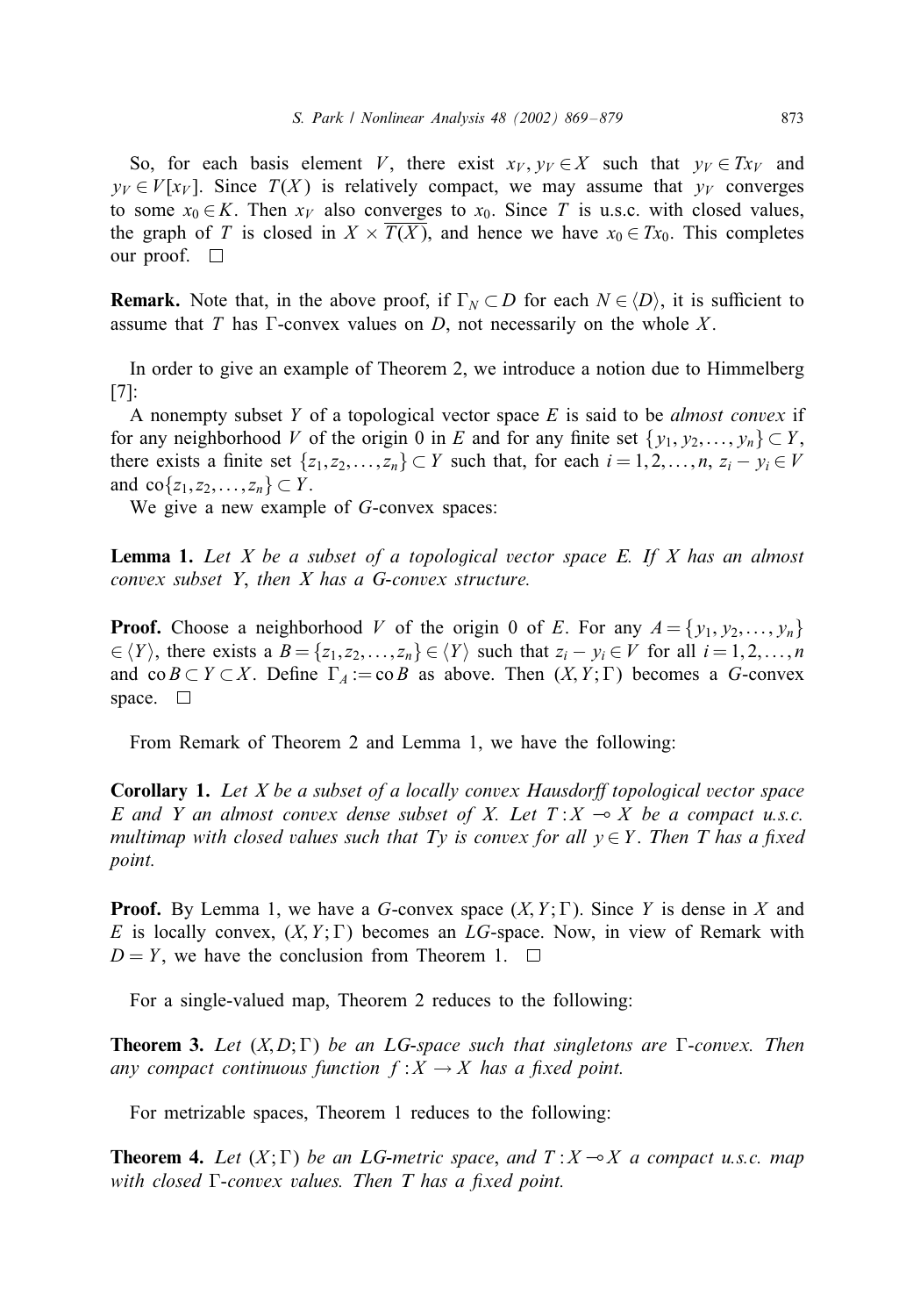So, for each basis element $V$, there exist $x_V, y_V \in X$ such that $y_V \in Tx_V$ and $y_V \in V[x_V]$. Since $T(X)$ is relatively compact, we may assume that $y_V$ converges to some $x_0 \in K$. Then $x_V$ also converges to $x_0$. Since $T$ is u.s.c. with closed values, the graph of $T$ is closed in $X \times \overline{T(X)}$, and hence we have $x_0 \in Tx_0$. This completes our proof. $\square$

**Remark.** Note that, in the above proof, if $\Gamma_N \subset D$ for each $N \in \langle D \rangle$, it is sufficient to assume that $T$ has $\Gamma$-convex values on $D$, not necessarily on the whole $X$.

In order to give an example of Theorem 2, we introduce a notion due to Himmelberg [7]:

A nonempty subset $Y$ of a topological vector space $E$ is said to be *almost convex* if for any neighborhood $V$ of the origin 0 in $E$ and for any finite set $\{y_1, y_2, \ldots, y_n\} \subset Y$, there exists a finite set $\{z_1, z_2, \ldots, z_n\} \subset Y$ such that, for each $i = 1, 2, \ldots, n$, $z_i - y_i \in V$ and $\mathrm{co}\{z_1, z_2, \ldots, z_n\} \subset Y$.

We give a new example of $G$-convex spaces:

**Lemma 1.** *Let $X$ be a subset of a topological vector space $E$. If $X$ has an almost convex subset $Y$, then $X$ has a $G$-convex structure.*

**Proof.** Choose a neighborhood $V$ of the origin 0 of $E$. For any $A = \{y_1, y_2, \ldots, y_n\} \in \langle Y \rangle$, there exists a $B = \{z_1, z_2, \ldots, z_n\} \in \langle Y \rangle$ such that $z_i - y_i \in V$ for all $i = 1, 2, \ldots, n$ and $\mathrm{co}\, B \subset Y \subset X$. Define $\Gamma_A := \mathrm{co}\, B$ as above. Then $(X, Y; \Gamma)$ becomes a $G$-convex space. $\square$

From Remark of Theorem 2 and Lemma 1, we have the following:

**Corollary 1.** *Let $X$ be a subset of a locally convex Hausdorff topological vector space $E$ and $Y$ an almost convex dense subset of $X$. Let $T : X \multimap X$ be a compact u.s.c. multimap with closed values such that $Ty$ is convex for all $y \in Y$. Then $T$ has a fixed point.*

**Proof.** By Lemma 1, we have a $G$-convex space $(X, Y; \Gamma)$. Since $Y$ is dense in $X$ and $E$ is locally convex, $(X, Y; \Gamma)$ becomes an $LG$-space. Now, in view of Remark with $D = Y$, we have the conclusion from Theorem 1. $\square$

For a single-valued map, Theorem 2 reduces to the following:

**Theorem 3.** *Let $(X, D; \Gamma)$ be an $LG$-space such that singletons are $\Gamma$-convex. Then any compact continuous function $f : X \to X$ has a fixed point.*

For metrizable spaces, Theorem 1 reduces to the following:

**Theorem 4.** *Let $(X; \Gamma)$ be an $LG$-metric space, and $T : X \multimap X$ a compact u.s.c. map with closed $\Gamma$-convex values. Then $T$ has a fixed point.*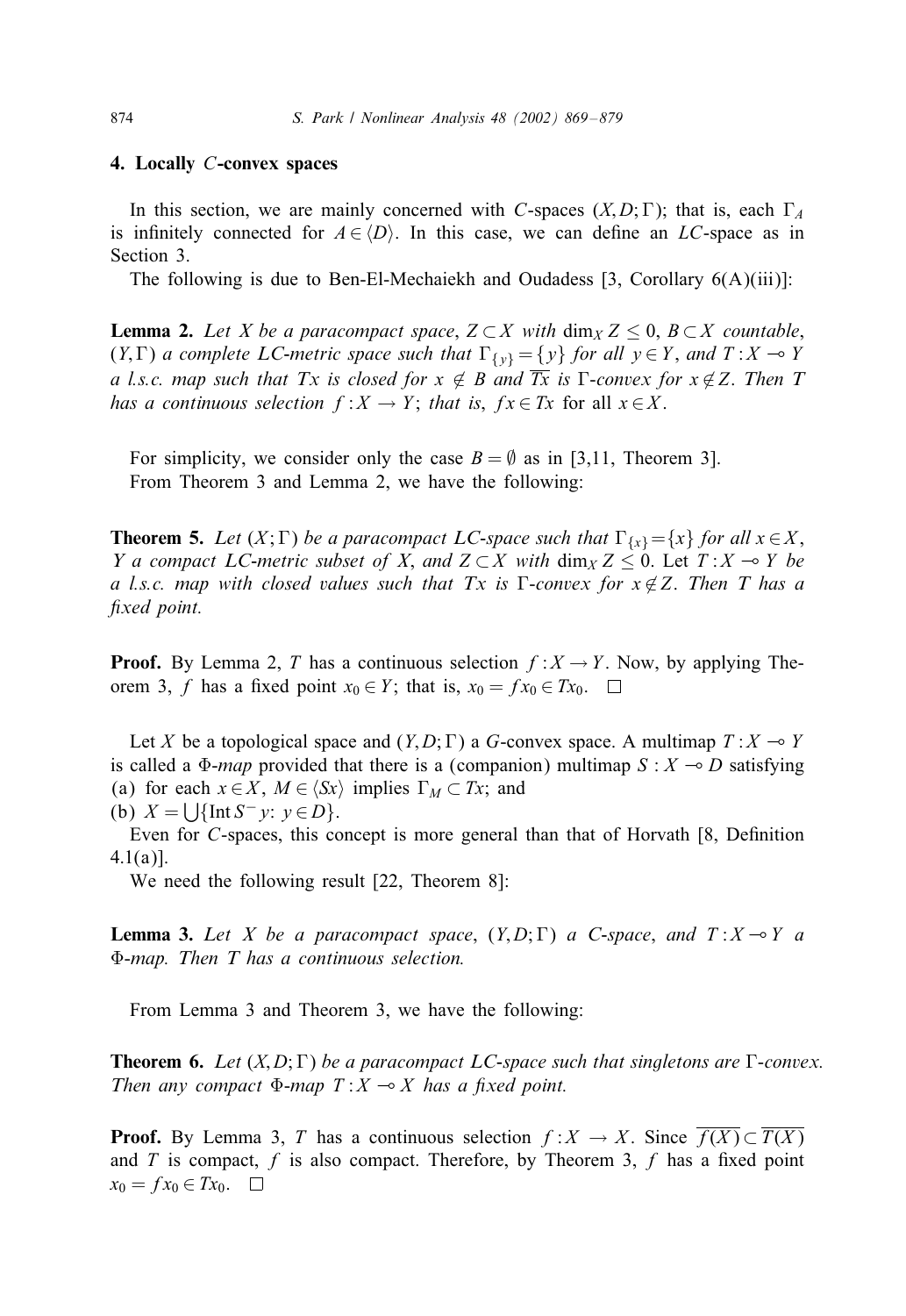## 4. Locally $C$-convex spaces

In this section, we are mainly concerned with $C$-spaces $(X, D; \Gamma)$; that is, each $\Gamma_A$ is infinitely connected for $A \in \langle D \rangle$. In this case, we can define an $LC$-space as in Section 3.

The following is due to Ben-El-Mechaiekh and Oudadess [3, Corollary 6(A)(iii)]:

**Lemma 2.** *Let $X$ be a paracompact space, $Z \subset X$ with $\dim_X Z \leq 0$, $B \subset X$ countable, $(Y, \Gamma)$ a complete LC-metric space such that $\Gamma_{\{y\}} = \{y\}$ for all $y \in Y$, and $T : X \multimap Y$ a l.s.c. map such that $Tx$ is closed for $x \notin B$ and $\overline{Tx}$ is $\Gamma$-convex for $x \notin Z$. Then $T$ has a continuous selection $f : X \to Y$; that is, $fx \in Tx$* for all $x \in X$.

For simplicity, we consider only the case $B = \emptyset$ as in [3,11, Theorem 3].

From Theorem 3 and Lemma 2, we have the following:

**Theorem 5.** *Let $(X; \Gamma)$ be a paracompact LC-space such that $\Gamma_{\{x\}} = \{x\}$ for all $x \in X$, $Y$ a compact LC-metric subset of $X$, and $Z \subset X$ with $\dim_X Z \leq 0$.* Let $T : X \multimap Y$ *be a l.s.c. map with closed values such that $Tx$ is $\Gamma$-convex for $x \notin Z$. Then $T$ has a fixed point.*

**Proof.** By Lemma 2, $T$ has a continuous selection $f : X \to Y$. Now, by applying Theorem 3, $f$ has a fixed point $x_0 \in Y$; that is, $x_0 = fx_0 \in Tx_0$. $\square$

Let $X$ be a topological space and $(Y, D; \Gamma)$ a $G$-convex space. A multimap $T : X \multimap Y$ is called a $\Phi$-*map* provided that there is a (companion) multimap $S : X \multimap D$ satisfying

(a) for each $x \in X$, $M \in \langle Sx \rangle$ implies $\Gamma_M \subset Tx$; and

(b) $X = \bigcup \{\text{Int}\, S^{-} y \colon y \in D\}$.

Even for $C$-spaces, this concept is more general than that of Horvath [8, Definition 4.1(a)].

We need the following result [22, Theorem 8]:

**Lemma 3.** *Let $X$ be a paracompact space, $(Y, D; \Gamma)$ a C-space, and $T : X \multimap Y$ a $\Phi$-map. Then $T$ has a continuous selection.*

From Lemma 3 and Theorem 3, we have the following:

**Theorem 6.** *Let $(X, D; \Gamma)$ be a paracompact LC-space such that singletons are $\Gamma$-convex. Then any compact $\Phi$-map $T : X \multimap X$ has a fixed point.*

**Proof.** By Lemma 3, $T$ has a continuous selection $f : X \to X$. Since $\overline{f(X)} \subset \overline{T(X)}$ and $T$ is compact, $f$ is also compact. Therefore, by Theorem 3, $f$ has a fixed point $x_0 = fx_0 \in Tx_0$. $\square$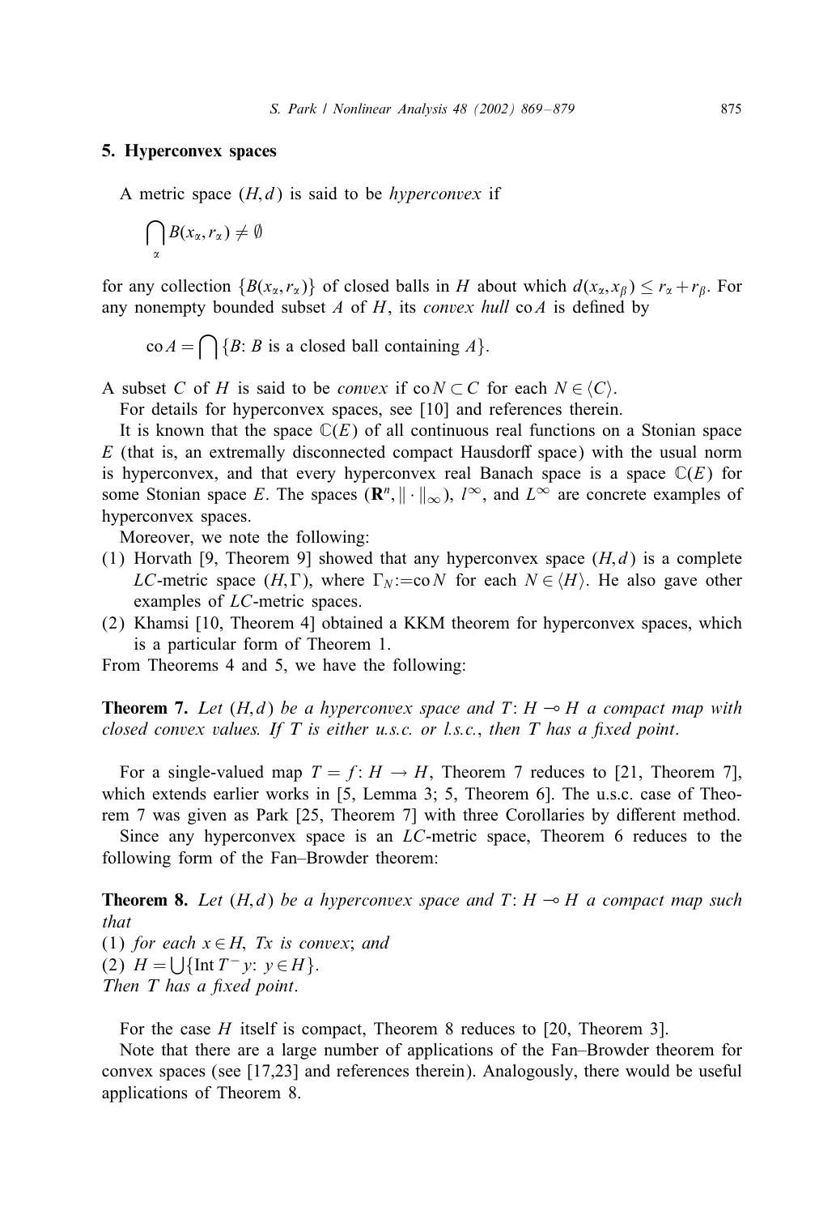## 5. Hyperconvex spaces

A metric space $(H, d)$ is said to be *hyperconvex* if

$$\bigcap_{\alpha} B(x_\alpha, r_\alpha) \neq \emptyset$$

for any collection $\{B(x_\alpha, r_\alpha)\}$ of closed balls in $H$ about which $d(x_\alpha, x_\beta) \leq r_\alpha + r_\beta$. For any nonempty bounded subset $A$ of $H$, its *convex hull* $\operatorname{co} A$ is defined by

$$\operatorname{co} A = \bigcap \{B\colon B \text{ is a closed ball containing } A\}.$$

A subset $C$ of $H$ is said to be *convex* if $\operatorname{co} N \subset C$ for each $N \in \langle C \rangle$.

For details for hyperconvex spaces, see [10] and references therein.

It is known that the space $\mathbb{C}(E)$ of all continuous real functions on a Stonian space $E$ (that is, an extremally disconnected compact Hausdorff space) with the usual norm is hyperconvex, and that every hyperconvex real Banach space is a space $\mathbb{C}(E)$ for some Stonian space $E$. The spaces $(\mathbf{R}^n, \|\cdot\|_\infty)$, $l^\infty$, and $L^\infty$ are concrete examples of hyperconvex spaces.

Moreover, we note the following:

(1) Horvath [9, Theorem 9] showed that any hyperconvex space $(H, d)$ is a complete $LC$-metric space $(H, \Gamma)$, where $\Gamma_N := \operatorname{co} N$ for each $N \in \langle H \rangle$. He also gave other examples of $LC$-metric spaces.

(2) Khamsi [10, Theorem 4] obtained a KKM theorem for hyperconvex spaces, which is a particular form of Theorem 1.

From Theorems 4 and 5, we have the following:

**Theorem 7.** *Let $(H, d)$ be a hyperconvex space and $T\colon H \multimap H$ a compact map with closed convex values. If $T$ is either u.s.c. or l.s.c., then $T$ has a fixed point.*

For a single-valued map $T = f\colon H \to H$, Theorem 7 reduces to [21, Theorem 7], which extends earlier works in [5, Lemma 3; 5, Theorem 6]. The u.s.c. case of Theorem 7 was given as Park [25, Theorem 7] with three Corollaries by different method.

Since any hyperconvex space is an $LC$-metric space, Theorem 6 reduces to the following form of the Fan–Browder theorem:

**Theorem 8.** *Let $(H, d)$ be a hyperconvex space and $T\colon H \multimap H$ a compact map such that*

*(1) for each $x \in H$, $Tx$ is convex; and*

*(2) $H = \bigcup \{\operatorname{Int} T^- y\colon y \in H\}$.*

*Then $T$ has a fixed point.*

For the case $H$ itself is compact, Theorem 8 reduces to [20, Theorem 3].

Note that there are a large number of applications of the Fan–Browder theorem for convex spaces (see [17,23] and references therein). Analogously, there would be useful applications of Theorem 8.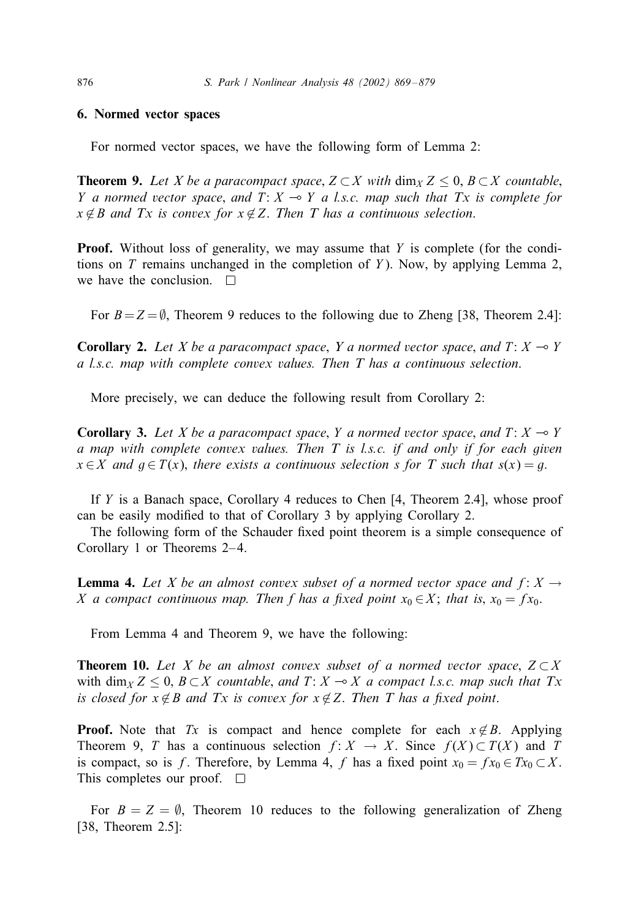## 6. Normed vector spaces

For normed vector spaces, we have the following form of Lemma 2:

**Theorem 9.** *Let $X$ be a paracompact space, $Z \subset X$ with $\dim_X Z \leq 0$, $B \subset X$ countable, $Y$ a normed vector space, and $T: X \multimap Y$ a l.s.c. map such that $Tx$ is complete for $x \notin B$ and $Tx$ is convex for $x \notin Z$. Then $T$ has a continuous selection.*

**Proof.** Without loss of generality, we may assume that $Y$ is complete (for the conditions on $T$ remains unchanged in the completion of $Y$). Now, by applying Lemma 2, we have the conclusion. □

For $B = Z = \emptyset$, Theorem 9 reduces to the following due to Zheng [38, Theorem 2.4]:

**Corollary 2.** *Let $X$ be a paracompact space, $Y$ a normed vector space, and $T: X \multimap Y$ a l.s.c. map with complete convex values. Then $T$ has a continuous selection.*

More precisely, we can deduce the following result from Corollary 2:

**Corollary 3.** *Let $X$ be a paracompact space, $Y$ a normed vector space, and $T: X \multimap Y$ a map with complete convex values. Then $T$ is l.s.c. if and only if for each given $x \in X$ and $g \in T(x)$, there exists a continuous selection $s$ for $T$ such that $s(x) = g$.*

If $Y$ is a Banach space, Corollary 4 reduces to Chen [4, Theorem 2.4], whose proof can be easily modified to that of Corollary 3 by applying Corollary 2.

The following form of the Schauder fixed point theorem is a simple consequence of Corollary 1 or Theorems 2–4.

**Lemma 4.** *Let $X$ be an almost convex subset of a normed vector space and $f: X \to X$ a compact continuous map. Then $f$ has a fixed point $x_0 \in X$; that is, $x_0 = fx_0$.*

From Lemma 4 and Theorem 9, we have the following:

**Theorem 10.** *Let $X$ be an almost convex subset of a normed vector space, $Z \subset X$* with $\dim_X Z \leq 0$, *$B \subset X$ countable, and $T: X \multimap X$ a compact l.s.c. map such that $Tx$ is closed for $x \notin B$ and $Tx$ is convex for $x \notin Z$. Then $T$ has a fixed point.*

**Proof.** Note that $Tx$ is compact and hence complete for each $x \notin B$. Applying Theorem 9, $T$ has a continuous selection $f: X \to X$. Since $f(X) \subset T(X)$ and $T$ is compact, so is $f$. Therefore, by Lemma 4, $f$ has a fixed point $x_0 = fx_0 \in Tx_0 \subset X$. This completes our proof. □

For $B = Z = \emptyset$, Theorem 10 reduces to the following generalization of Zheng [38, Theorem 2.5]: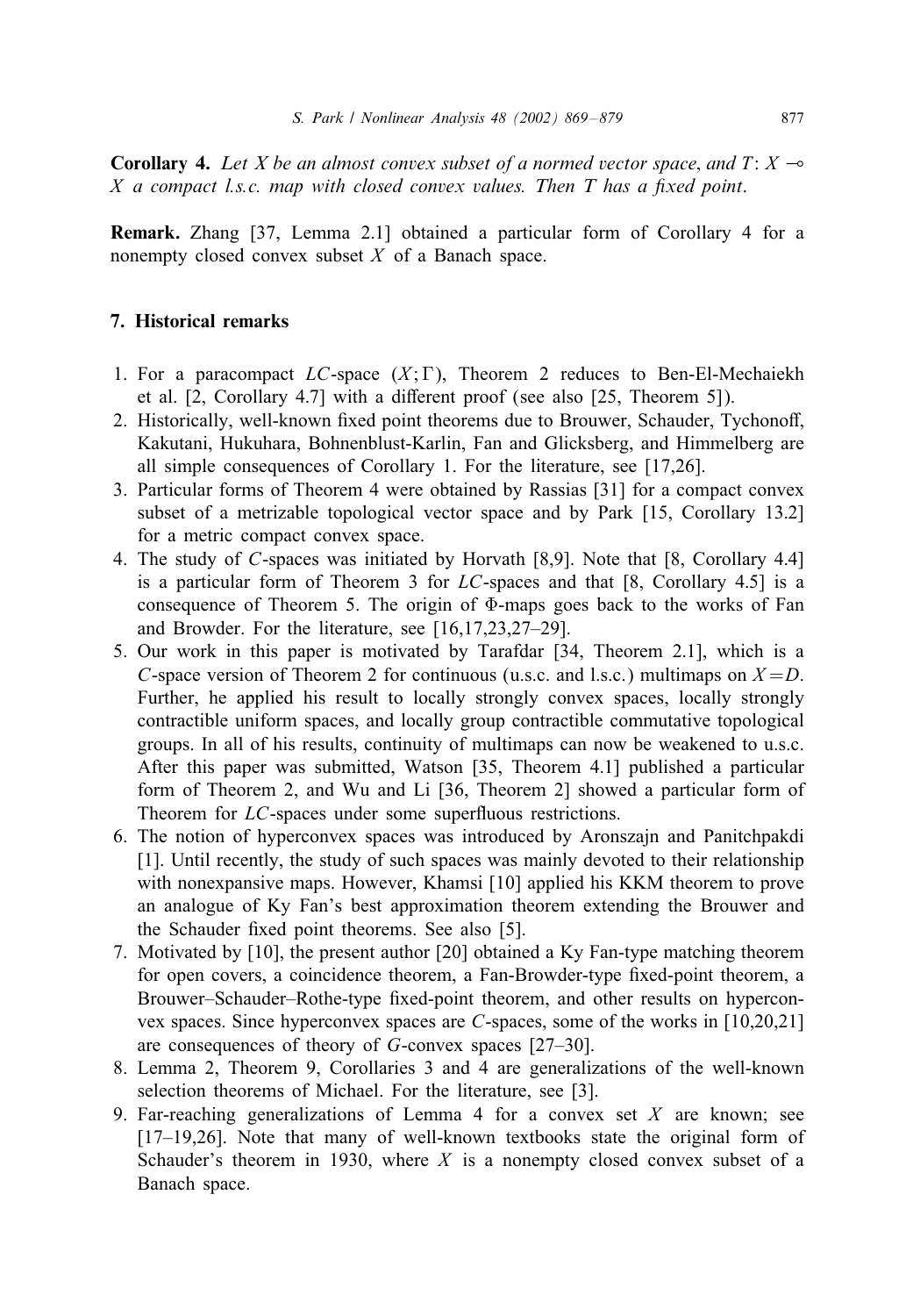**Corollary 4.** *Let $X$ be an almost convex subset of a normed vector space, and $T: X \multimap X$ a compact l.s.c. map with closed convex values. Then $T$ has a fixed point.*

**Remark.** Zhang [37, Lemma 2.1] obtained a particular form of Corollary 4 for a nonempty closed convex subset $X$ of a Banach space.

## 7. Historical remarks

1. For a paracompact $LC$-space $(X;\Gamma)$, Theorem 2 reduces to Ben-El-Mechaiekh et al. [2, Corollary 4.7] with a different proof (see also [25, Theorem 5]).
2. Historically, well-known fixed point theorems due to Brouwer, Schauder, Tychonoff, Kakutani, Hukuhara, Bohnenblust-Karlin, Fan and Glicksberg, and Himmelberg are all simple consequences of Corollary 1. For the literature, see [17,26].
3. Particular forms of Theorem 4 were obtained by Rassias [31] for a compact convex subset of a metrizable topological vector space and by Park [15, Corollary 13.2] for a metric compact convex space.
4. The study of $C$-spaces was initiated by Horvath [8,9]. Note that [8, Corollary 4.4] is a particular form of Theorem 3 for $LC$-spaces and that [8, Corollary 4.5] is a consequence of Theorem 5. The origin of $\Phi$-maps goes back to the works of Fan and Browder. For the literature, see [16,17,23,27–29].
5. Our work in this paper is motivated by Tarafdar [34, Theorem 2.1], which is a $C$-space version of Theorem 2 for continuous (u.s.c. and l.s.c.) multimaps on $X = D$. Further, he applied his result to locally strongly convex spaces, locally strongly contractible uniform spaces, and locally group contractible commutative topological groups. In all of his results, continuity of multimaps can now be weakened to u.s.c. After this paper was submitted, Watson [35, Theorem 4.1] published a particular form of Theorem 2, and Wu and Li [36, Theorem 2] showed a particular form of Theorem for $LC$-spaces under some superfluous restrictions.
6. The notion of hyperconvex spaces was introduced by Aronszajn and Panitchpakdi [1]. Until recently, the study of such spaces was mainly devoted to their relationship with nonexpansive maps. However, Khamsi [10] applied his KKM theorem to prove an analogue of Ky Fan's best approximation theorem extending the Brouwer and the Schauder fixed point theorems. See also [5].
7. Motivated by [10], the present author [20] obtained a Ky Fan-type matching theorem for open covers, a coincidence theorem, a Fan-Browder-type fixed-point theorem, a Brouwer–Schauder–Rothe-type fixed-point theorem, and other results on hyperconvex spaces. Since hyperconvex spaces are $C$-spaces, some of the works in [10,20,21] are consequences of theory of $G$-convex spaces [27–30].
8. Lemma 2, Theorem 9, Corollaries 3 and 4 are generalizations of the well-known selection theorems of Michael. For the literature, see [3].
9. Far-reaching generalizations of Lemma 4 for a convex set $X$ are known; see [17–19,26]. Note that many of well-known textbooks state the original form of Schauder's theorem in 1930, where $X$ is a nonempty closed convex subset of a Banach space.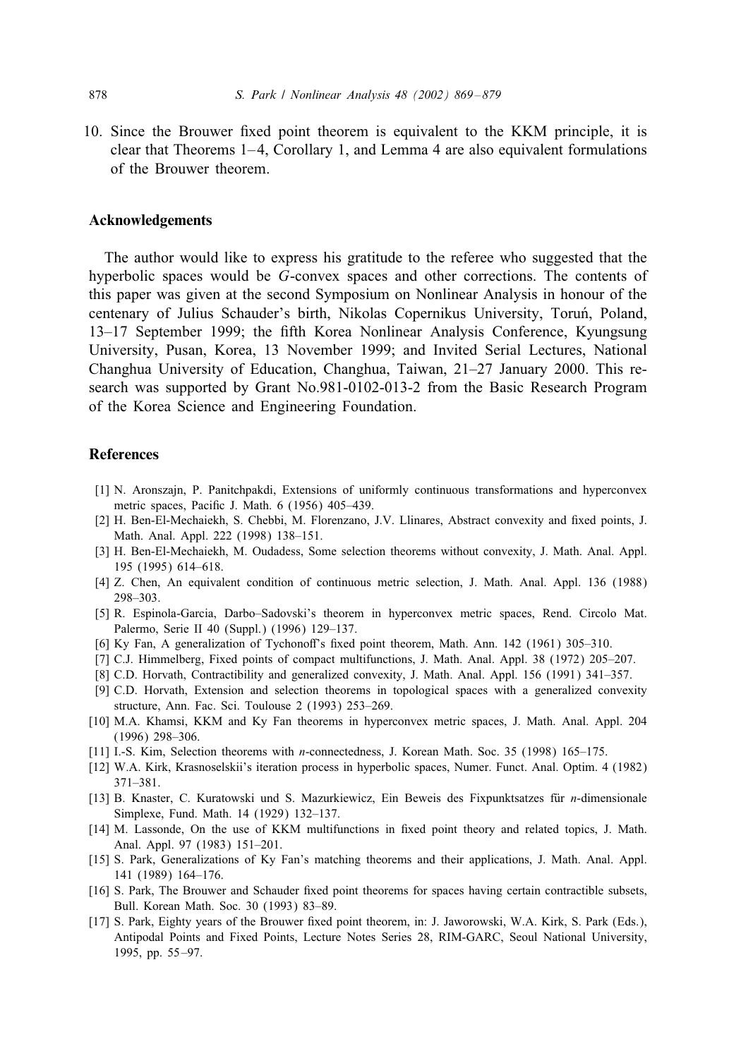10. Since the Brouwer fixed point theorem is equivalent to the KKM principle, it is clear that Theorems 1–4, Corollary 1, and Lemma 4 are also equivalent formulations of the Brouwer theorem.

## Acknowledgements

The author would like to express his gratitude to the referee who suggested that the hyperbolic spaces would be $G$-convex spaces and other corrections. The contents of this paper was given at the second Symposium on Nonlinear Analysis in honour of the centenary of Julius Schauder's birth, Nikolas Copernikus University, Toruń, Poland, 13–17 September 1999; the fifth Korea Nonlinear Analysis Conference, Kyungsung University, Pusan, Korea, 13 November 1999; and Invited Serial Lectures, National Changhua University of Education, Changhua, Taiwan, 21–27 January 2000. This research was supported by Grant No.981-0102-013-2 from the Basic Research Program of the Korea Science and Engineering Foundation.

## References

[1] N. Aronszajn, P. Panitchpakdi, Extensions of uniformly continuous transformations and hyperconvex metric spaces, Pacific J. Math. 6 (1956) 405–439.

[2] H. Ben-El-Mechaiekh, S. Chebbi, M. Florenzano, J.V. Llinares, Abstract convexity and fixed points, J. Math. Anal. Appl. 222 (1998) 138–151.

[3] H. Ben-El-Mechaiekh, M. Oudadess, Some selection theorems without convexity, J. Math. Anal. Appl. 195 (1995) 614–618.

[4] Z. Chen, An equivalent condition of continuous metric selection, J. Math. Anal. Appl. 136 (1988) 298–303.

[5] R. Espinola-Garcia, Darbo–Sadovski's theorem in hyperconvex metric spaces, Rend. Circolo Mat. Palermo, Serie II 40 (Suppl.) (1996) 129–137.

[6] Ky Fan, A generalization of Tychonoff's fixed point theorem, Math. Ann. 142 (1961) 305–310.

[7] C.J. Himmelberg, Fixed points of compact multifunctions, J. Math. Anal. Appl. 38 (1972) 205–207.

[8] C.D. Horvath, Contractibility and generalized convexity, J. Math. Anal. Appl. 156 (1991) 341–357.

[9] C.D. Horvath, Extension and selection theorems in topological spaces with a generalized convexity structure, Ann. Fac. Sci. Toulouse 2 (1993) 253–269.

[10] M.A. Khamsi, KKM and Ky Fan theorems in hyperconvex metric spaces, J. Math. Anal. Appl. 204 (1996) 298–306.

[11] I.-S. Kim, Selection theorems with $n$-connectedness, J. Korean Math. Soc. 35 (1998) 165–175.

[12] W.A. Kirk, Krasnoselskii's iteration process in hyperbolic spaces, Numer. Funct. Anal. Optim. 4 (1982) 371–381.

[13] B. Knaster, C. Kuratowski und S. Mazurkiewicz, Ein Beweis des Fixpunktsatzes für $n$-dimensionale Simplexe, Fund. Math. 14 (1929) 132–137.

[14] M. Lassonde, On the use of KKM multifunctions in fixed point theory and related topics, J. Math. Anal. Appl. 97 (1983) 151–201.

[15] S. Park, Generalizations of Ky Fan's matching theorems and their applications, J. Math. Anal. Appl. 141 (1989) 164–176.

[16] S. Park, The Brouwer and Schauder fixed point theorems for spaces having certain contractible subsets, Bull. Korean Math. Soc. 30 (1993) 83–89.

[17] S. Park, Eighty years of the Brouwer fixed point theorem, in: J. Jaworowski, W.A. Kirk, S. Park (Eds.), Antipodal Points and Fixed Points, Lecture Notes Series 28, RIM-GARC, Seoul National University, 1995, pp. 55–97.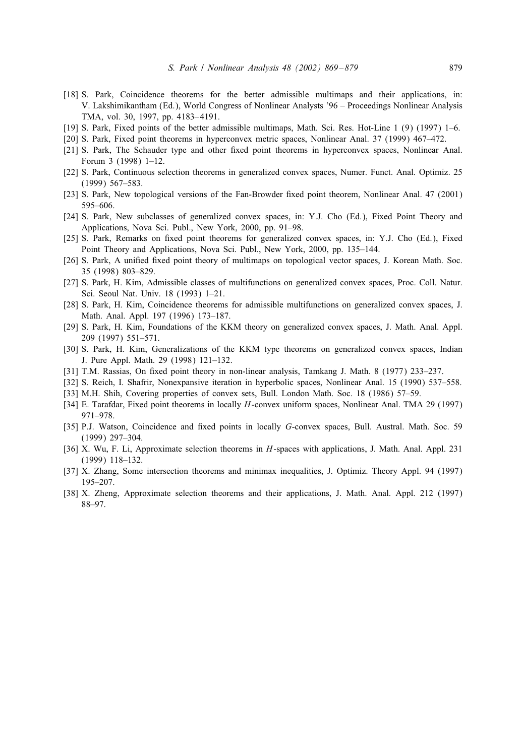[18] S. Park, Coincidence theorems for the better admissible multimaps and their applications, in: V. Lakshimikantham (Ed.), World Congress of Nonlinear Analysts '96 – Proceedings Nonlinear Analysis TMA, vol. 30, 1997, pp. 4183–4191.

[19] S. Park, Fixed points of the better admissible multimaps, Math. Sci. Res. Hot-Line 1 (9) (1997) 1–6.

[20] S. Park, Fixed point theorems in hyperconvex metric spaces, Nonlinear Anal. 37 (1999) 467–472.

[21] S. Park, The Schauder type and other fixed point theorems in hyperconvex spaces, Nonlinear Anal. Forum 3 (1998) 1–12.

[22] S. Park, Continuous selection theorems in generalized convex spaces, Numer. Funct. Anal. Optimiz. 25 (1999) 567–583.

[23] S. Park, New topological versions of the Fan-Browder fixed point theorem, Nonlinear Anal. 47 (2001) 595–606.

[24] S. Park, New subclasses of generalized convex spaces, in: Y.J. Cho (Ed.), Fixed Point Theory and Applications, Nova Sci. Publ., New York, 2000, pp. 91–98.

[25] S. Park, Remarks on fixed point theorems for generalized convex spaces, in: Y.J. Cho (Ed.), Fixed Point Theory and Applications, Nova Sci. Publ., New York, 2000, pp. 135–144.

[26] S. Park, A unified fixed point theory of multimaps on topological vector spaces, J. Korean Math. Soc. 35 (1998) 803–829.

[27] S. Park, H. Kim, Admissible classes of multifunctions on generalized convex spaces, Proc. Coll. Natur. Sci. Seoul Nat. Univ. 18 (1993) 1–21.

[28] S. Park, H. Kim, Coincidence theorems for admissible multifunctions on generalized convex spaces, J. Math. Anal. Appl. 197 (1996) 173–187.

[29] S. Park, H. Kim, Foundations of the KKM theory on generalized convex spaces, J. Math. Anal. Appl. 209 (1997) 551–571.

[30] S. Park, H. Kim, Generalizations of the KKM type theorems on generalized convex spaces, Indian J. Pure Appl. Math. 29 (1998) 121–132.

[31] T.M. Rassias, On fixed point theory in non-linear analysis, Tamkang J. Math. 8 (1977) 233–237.

[32] S. Reich, I. Shafrir, Nonexpansive iteration in hyperbolic spaces, Nonlinear Anal. 15 (1990) 537–558.

[33] M.H. Shih, Covering properties of convex sets, Bull. London Math. Soc. 18 (1986) 57–59.

[34] E. Tarafdar, Fixed point theorems in locally $H$-convex uniform spaces, Nonlinear Anal. TMA 29 (1997) 971–978.

[35] P.J. Watson, Coincidence and fixed points in locally $G$-convex spaces, Bull. Austral. Math. Soc. 59 (1999) 297–304.

[36] X. Wu, F. Li, Approximate selection theorems in $H$-spaces with applications, J. Math. Anal. Appl. 231 (1999) 118–132.

[37] X. Zhang, Some intersection theorems and minimax inequalities, J. Optimiz. Theory Appl. 94 (1997) 195–207.

[38] X. Zheng, Approximate selection theorems and their applications, J. Math. Anal. Appl. 212 (1997) 88–97.